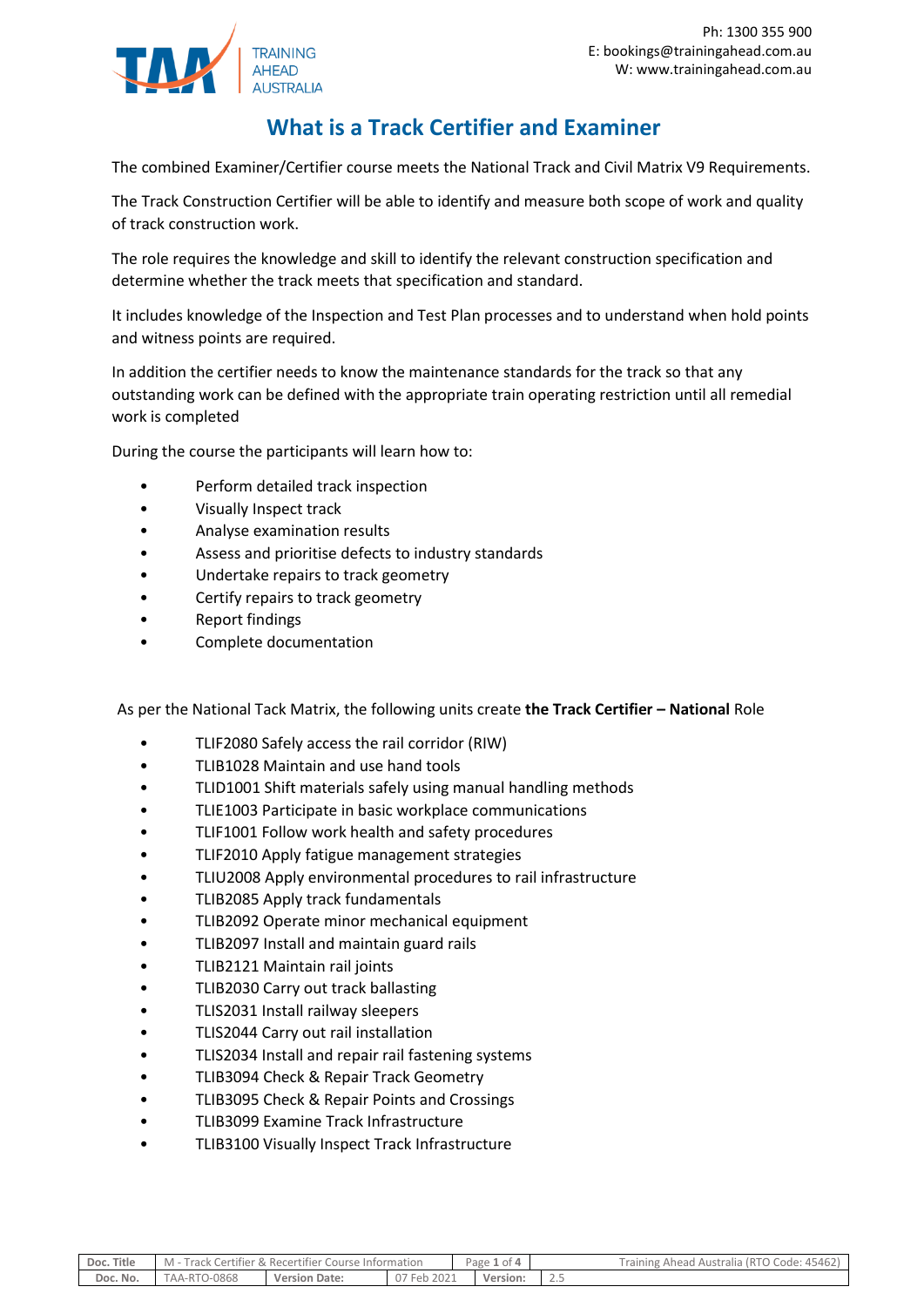# What is a Track Certifier and Examiner

The combined Examiner/Certifier course meets the National Track and Civil Matrix V9 Requirements.

The Track Construction Certifier will be able to identify and measure both scope of work and quality of track construction work.

The role requires the knowledge and skill to identify the relevant construction specification and determine whether the track meets that specification and standard.

It includes knowledge of the Inspection and Test Plan processes and to understand when hold points and witness points are required.

In addition the certifier needs to know the maintenance standards for the track so that any outstanding work can be defined with the appropriate train operating restriction until all remedial work is completed

During the course the participants will learn how to:

- Perform detailed track inspection
- Visually Inspect track
- Analyse examination results
- Assess and prioritise defects to industry standards
- Undertake repairs to track geometry
- Certify repairs to track geometry
- Report findings
- Complete documentation

As per the National Tack Matrix, the following units create **the Track Certifier – National** Role

- TLIF2080 Safely access the rail corridor (RIW)
- TLIB1028 Maintain and use hand tools
- TLID1001 Shift materials safely using manual handling methods
- TLIE1003 Participate in basic workplace communications
- TLIF1001 Follow work health and safety procedures
- TLIF2010 Apply fatigue management strategies
- TLIU2008 Apply environmental procedures to rail infrastructure
- TLIB2085 Apply track fundamentals
- TLIB2092 Operate minor mechanical equipment
- TLIB2097 Install and maintain guard rails
- TLIB2121 Maintain rail joints
- TLIB2030 Carry out track ballasting
- TLIS2031 Install railway sleepers
- TLIS2044 Carry out rail installation
- TLIS2034 Install and repair rail fastening systems
- TLIB3094 Check & Repair Track Geometry
- TLIB3095 Check & Repair Points and Crossings
- TLIB3099 Examine Track Infrastructure
- TLIB3100 Visually Inspect Track Infrastructure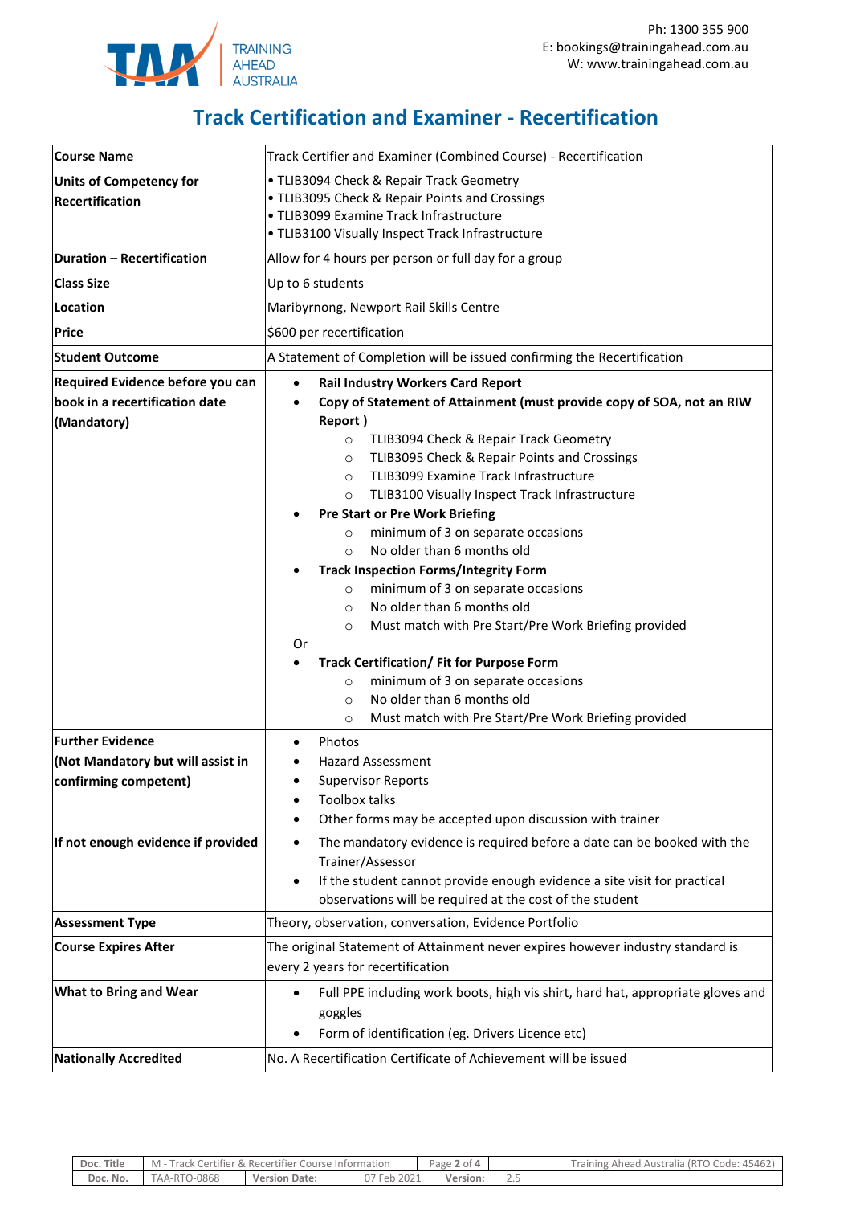# Track Certification and Examiner - Recertification

| Course Name | Track Certifier and Examiner (Combined Course) - Recertification |
|---|---|
| **Units of Competency for Recertification** | • TLIB3094 Check & Repair Track Geometry<br>• TLIB3095 Check & Repair Points and Crossings<br>• TLIB3099 Examine Track Infrastructure<br>• TLIB3100 Visually Inspect Track Infrastructure |
| **Duration – Recertification** | Allow for 4 hours per person or full day for a group |
| **Class Size** | Up to 6 students |
| **Location** | Maribyrnong, Newport Rail Skills Centre |
| **Price** | $600 per recertification |
| **Student Outcome** | A Statement of Completion will be issued confirming the Recertification |
| **Required Evidence before you can book in a recertification date (Mandatory)** | • **Rail Industry Workers Card Report**<br>• **Copy of Statement of Attainment (must provide copy of SOA, not an RIW Report )**<br>&nbsp;&nbsp;&nbsp;&nbsp;○ TLIB3094 Check & Repair Track Geometry<br>&nbsp;&nbsp;&nbsp;&nbsp;○ TLIB3095 Check & Repair Points and Crossings<br>&nbsp;&nbsp;&nbsp;&nbsp;○ TLIB3099 Examine Track Infrastructure<br>&nbsp;&nbsp;&nbsp;&nbsp;○ TLIB3100 Visually Inspect Track Infrastructure<br>• **Pre Start or Pre Work Briefing**<br>&nbsp;&nbsp;&nbsp;&nbsp;○ minimum of 3 on separate occasions<br>&nbsp;&nbsp;&nbsp;&nbsp;○ No older than 6 months old<br>• **Track Inspection Forms/Integrity Form**<br>&nbsp;&nbsp;&nbsp;&nbsp;○ minimum of 3 on separate occasions<br>&nbsp;&nbsp;&nbsp;&nbsp;○ No older than 6 months old<br>&nbsp;&nbsp;&nbsp;&nbsp;○ Must match with Pre Start/Pre Work Briefing provided<br>Or<br>• **Track Certification/ Fit for Purpose Form**<br>&nbsp;&nbsp;&nbsp;&nbsp;○ minimum of 3 on separate occasions<br>&nbsp;&nbsp;&nbsp;&nbsp;○ No older than 6 months old<br>&nbsp;&nbsp;&nbsp;&nbsp;○ Must match with Pre Start/Pre Work Briefing provided |
| **Further Evidence (Not Mandatory but will assist in confirming competent)** | • Photos<br>• Hazard Assessment<br>• Supervisor Reports<br>• Toolbox talks<br>• Other forms may be accepted upon discussion with trainer |
| **If not enough evidence if provided** | • The mandatory evidence is required before a date can be booked with the Trainer/Assessor<br>• If the student cannot provide enough evidence a site visit for practical observations will be required at the cost of the student |
| **Assessment Type** | Theory, observation, conversation, Evidence Portfolio |
| **Course Expires After** | The original Statement of Attainment never expires however industry standard is every 2 years for recertification |
| **What to Bring and Wear** | • Full PPE including work boots, high vis shirt, hard hat, appropriate gloves and goggles<br>• Form of identification (eg. Drivers Licence etc) |
| **Nationally Accredited** | No. A Recertification Certificate of Achievement will be issued |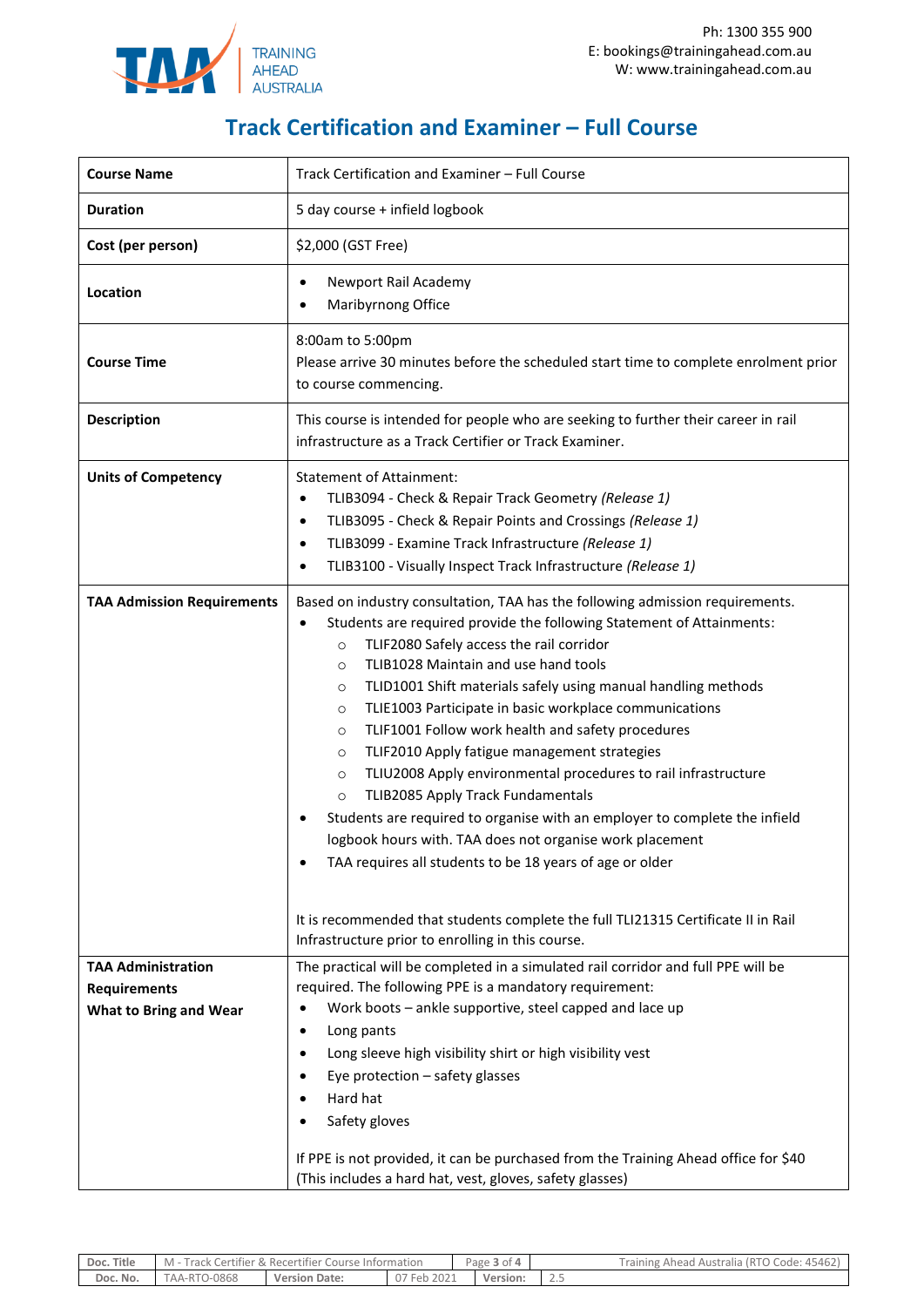# Track Certification and Examiner – Full Course

| Course Name | Track Certification and Examiner – Full Course |
|---|---|
| **Duration** | 5 day course + infield logbook |
| **Cost (per person)** | $2,000 (GST Free) |
| **Location** | • Newport Rail Academy<br>• Maribyrnong Office |
| **Course Time** | 8:00am to 5:00pm<br>Please arrive 30 minutes before the scheduled start time to complete enrolment prior to course commencing. |
| **Description** | This course is intended for people who are seeking to further their career in rail infrastructure as a Track Certifier or Track Examiner. |
| **Units of Competency** | Statement of Attainment:<br>• TLIB3094 - Check & Repair Track Geometry *(Release 1)*<br>• TLIB3095 - Check & Repair Points and Crossings *(Release 1)*<br>• TLIB3099 - Examine Track Infrastructure *(Release 1)*<br>• TLIB3100 - Visually Inspect Track Infrastructure *(Release 1)* |
| **TAA Admission Requirements** | Based on industry consultation, TAA has the following admission requirements.<br>• Students are required provide the following Statement of Attainments:<br>○ TLIF2080 Safely access the rail corridor<br>○ TLIB1028 Maintain and use hand tools<br>○ TLID1001 Shift materials safely using manual handling methods<br>○ TLIE1003 Participate in basic workplace communications<br>○ TLIF1001 Follow work health and safety procedures<br>○ TLIF2010 Apply fatigue management strategies<br>○ TLIU2008 Apply environmental procedures to rail infrastructure<br>○ TLIB2085 Apply Track Fundamentals<br>• Students are required to organise with an employer to complete the infield logbook hours with. TAA does not organise work placement<br>• TAA requires all students to be 18 years of age or older<br><br>It is recommended that students complete the full TLI21315 Certificate II in Rail Infrastructure prior to enrolling in this course. |
| **TAA Administration Requirements**<br>**What to Bring and Wear** | The practical will be completed in a simulated rail corridor and full PPE will be required. The following PPE is a mandatory requirement:<br>• Work boots – ankle supportive, steel capped and lace up<br>• Long pants<br>• Long sleeve high visibility shirt or high visibility vest<br>• Eye protection – safety glasses<br>• Hard hat<br>• Safety gloves<br><br>If PPE is not provided, it can be purchased from the Training Ahead office for $40 (This includes a hard hat, vest, gloves, safety glasses) |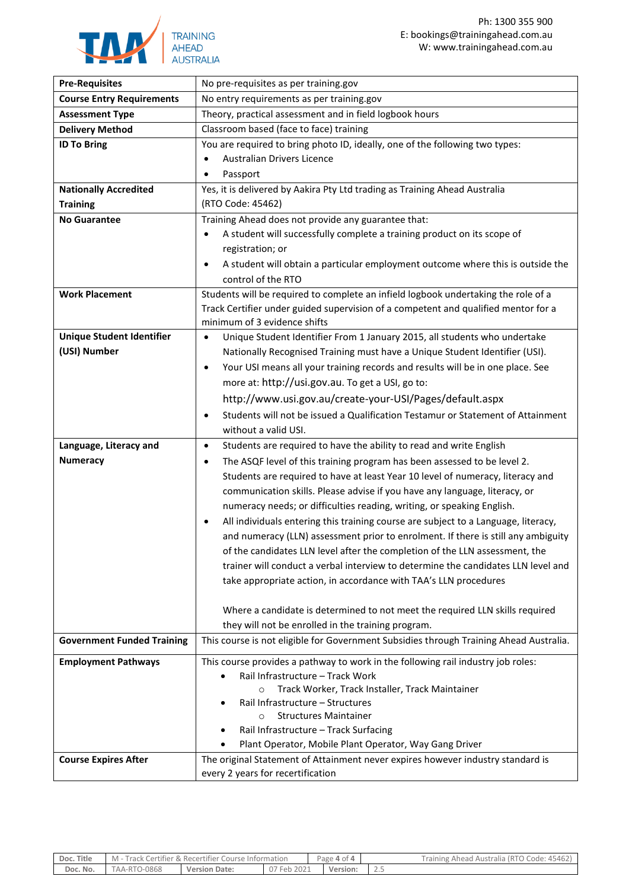| | |
|---|---|
| **Pre-Requisites** | No pre-requisites as per training.gov |
| **Course Entry Requirements** | No entry requirements as per training.gov |
| **Assessment Type** | Theory, practical assessment and in field logbook hours |
| **Delivery Method** | Classroom based (face to face) training |
| **ID To Bring** | You are required to bring photo ID, ideally, one of the following two types:<br>• Australian Drivers Licence<br>• Passport |
| **Nationally Accredited Training** | Yes, it is delivered by Aakira Pty Ltd trading as Training Ahead Australia (RTO Code: 45462) |
| **No Guarantee** | Training Ahead does not provide any guarantee that:<br>• A student will successfully complete a training product on its scope of registration; or<br>• A student will obtain a particular employment outcome where this is outside the control of the RTO |
| **Work Placement** | Students will be required to complete an infield logbook undertaking the role of a Track Certifier under guided supervision of a competent and qualified mentor for a minimum of 3 evidence shifts |
| **Unique Student Identifier (USI) Number** | • Unique Student Identifier From 1 January 2015, all students who undertake Nationally Recognised Training must have a Unique Student Identifier (USI).<br>• Your USI means all your training records and results will be in one place. See more at: http://usi.gov.au. To get a USI, go to: http://www.usi.gov.au/create-your-USI/Pages/default.aspx<br>• Students will not be issued a Qualification Testamur or Statement of Attainment without a valid USI. |
| **Language, Literacy and Numeracy** | • Students are required to have the ability to read and write English<br>• The ASQF level of this training program has been assessed to be level 2. Students are required to have at least Year 10 level of numeracy, literacy and communication skills. Please advise if you have any language, literacy, or numeracy needs; or difficulties reading, writing, or speaking English.<br>• All individuals entering this training course are subject to a Language, literacy, and numeracy (LLN) assessment prior to enrolment. If there is still any ambiguity of the candidates LLN level after the completion of the LLN assessment, the trainer will conduct a verbal interview to determine the candidates LLN level and take appropriate action, in accordance with TAA's LLN procedures<br><br>Where a candidate is determined to not meet the required LLN skills required they will not be enrolled in the training program. |
| **Government Funded Training** | This course is not eligible for Government Subsidies through Training Ahead Australia. |
| **Employment Pathways** | This course provides a pathway to work in the following rail industry job roles:<br>• Rail Infrastructure – Track Work<br>  ○ Track Worker, Track Installer, Track Maintainer<br>• Rail Infrastructure – Structures<br>  ○ Structures Maintainer<br>• Rail Infrastructure – Track Surfacing<br>• Plant Operator, Mobile Plant Operator, Way Gang Driver |
| **Course Expires After** | The original Statement of Attainment never expires however industry standard is every 2 years for recertification |